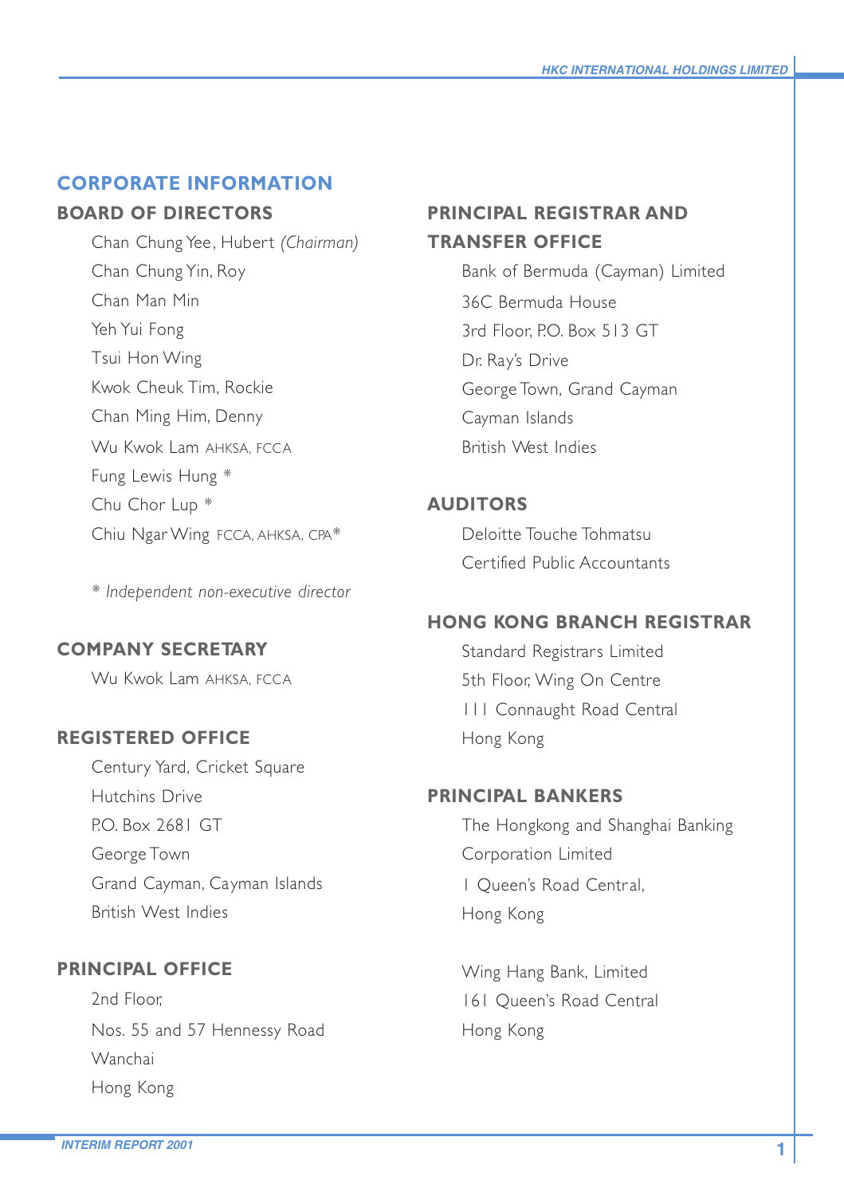# CORPORATE INFORMATION

## BOARD OF DIRECTORS

Chan Chung Yee, Hubert *(Chairman)*
Chan Chung Yin, Roy
Chan Man Min
Yeh Yui Fong
Tsui Hon Wing
Kwok Cheuk Tim, Rockie
Chan Ming Him, Denny
Wu Kwok Lam AHKSA, FCCA
Fung Lewis Hung *
Chu Chor Lup *
Chiu Ngar Wing FCCA, AHKSA, CPA*

* *Independent non-executive director*

## COMPANY SECRETARY

Wu Kwok Lam AHKSA, FCCA

## REGISTERED OFFICE

Century Yard, Cricket Square
Hutchins Drive
P.O. Box 2681 GT
George Town
Grand Cayman, Cayman Islands
British West Indies

## PRINCIPAL OFFICE

2nd Floor,
Nos. 55 and 57 Hennessy Road
Wanchai
Hong Kong

## PRINCIPAL REGISTRAR AND TRANSFER OFFICE

Bank of Bermuda (Cayman) Limited
36C Bermuda House
3rd Floor, P.O. Box 513 GT
Dr. Ray's Drive
George Town, Grand Cayman
Cayman Islands
British West Indies

## AUDITORS

Deloitte Touche Tohmatsu
Certified Public Accountants

## HONG KONG BRANCH REGISTRAR

Standard Registrars Limited
5th Floor, Wing On Centre
111 Connaught Road Central
Hong Kong

## PRINCIPAL BANKERS

The Hongkong and Shanghai Banking Corporation Limited
1 Queen's Road Central,
Hong Kong

Wing Hang Bank, Limited
161 Queen's Road Central
Hong Kong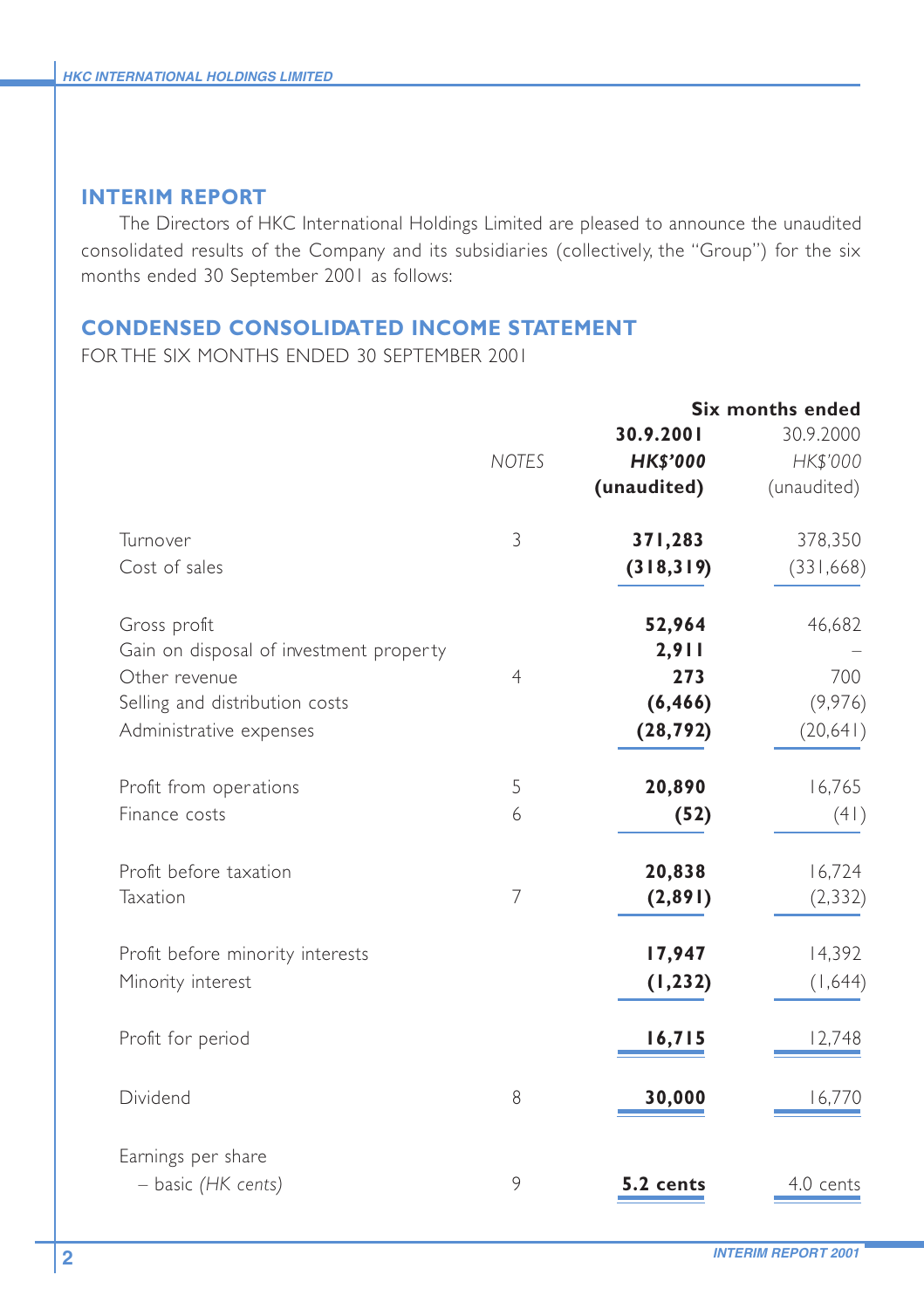## INTERIM REPORT

The Directors of HKC International Holdings Limited are pleased to announce the unaudited consolidated results of the Company and its subsidiaries (collectively, the "Group") for the six months ended 30 September 2001 as follows:

## CONDENSED CONSOLIDATED INCOME STATEMENT

FOR THE SIX MONTHS ENDED 30 SEPTEMBER 2001

| | | Six months ended | |
|---|---|---|---|
| | *NOTES* | **30.9.2001** | 30.9.2000 |
| | | ***HK$'000*** | *HK$'000* |
| | | **(unaudited)** | (unaudited) |
| Turnover | 3 | **371,283** | 378,350 |
| Cost of sales | | **(318,319)** | (331,668) |
| Gross profit | | **52,964** | 46,682 |
| Gain on disposal of investment property | | **2,911** | – |
| Other revenue | 4 | **273** | 700 |
| Selling and distribution costs | | **(6,466)** | (9,976) |
| Administrative expenses | | **(28,792)** | (20,641) |
| Profit from operations | 5 | **20,890** | 16,765 |
| Finance costs | 6 | **(52)** | (41) |
| Profit before taxation | | **20,838** | 16,724 |
| Taxation | 7 | **(2,891)** | (2,332) |
| Profit before minority interests | | **17,947** | 14,392 |
| Minority interest | | **(1,232)** | (1,644) |
| Profit for period | | **16,715** | 12,748 |
| Dividend | 8 | **30,000** | 16,770 |
| Earnings per share | | | |
| – basic *(HK cents)* | 9 | **5.2 cents** | 4.0 cents |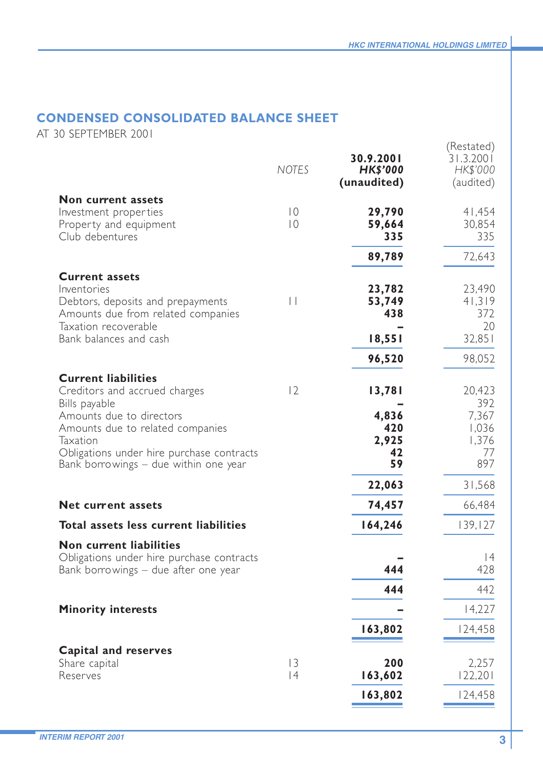## CONDENSED CONSOLIDATED BALANCE SHEET

AT 30 SEPTEMBER 2001

| | NOTES | 30.9.2001 HK$'000 (unaudited) | (Restated) 31.3.2001 HK$'000 (audited) |
|---|---|---|---|
| **Non current assets** | | | |
| Investment properties | 10 | **29,790** | 41,454 |
| Property and equipment | 10 | **59,664** | 30,854 |
| Club debentures | | **335** | 335 |
| | | **89,789** | 72,643 |
| **Current assets** | | | |
| Inventories | | **23,782** | 23,490 |
| Debtors, deposits and prepayments | 11 | **53,749** | 41,319 |
| Amounts due from related companies | | **438** | 372 |
| Taxation recoverable | | **–** | 20 |
| Bank balances and cash | | **18,551** | 32,851 |
| | | **96,520** | 98,052 |
| **Current liabilities** | | | |
| Creditors and accrued charges | 12 | **13,781** | 20,423 |
| Bills payable | | **–** | 392 |
| Amounts due to directors | | **4,836** | 7,367 |
| Amounts due to related companies | | **420** | 1,036 |
| Taxation | | **2,925** | 1,376 |
| Obligations under hire purchase contracts | | **42** | 77 |
| Bank borrowings – due within one year | | **59** | 897 |
| | | **22,063** | 31,568 |
| **Net current assets** | | **74,457** | 66,484 |
| **Total assets less current liabilities** | | **164,246** | 139,127 |
| **Non current liabilities** | | | |
| Obligations under hire purchase contracts | | **–** | 14 |
| Bank borrowings – due after one year | | **444** | 428 |
| | | **444** | 442 |
| **Minority interests** | | **–** | 14,227 |
| | | **163,802** | 124,458 |
| **Capital and reserves** | | | |
| Share capital | 13 | **200** | 2,257 |
| Reserves | 14 | **163,602** | 122,201 |
| | | **163,802** | 124,458 |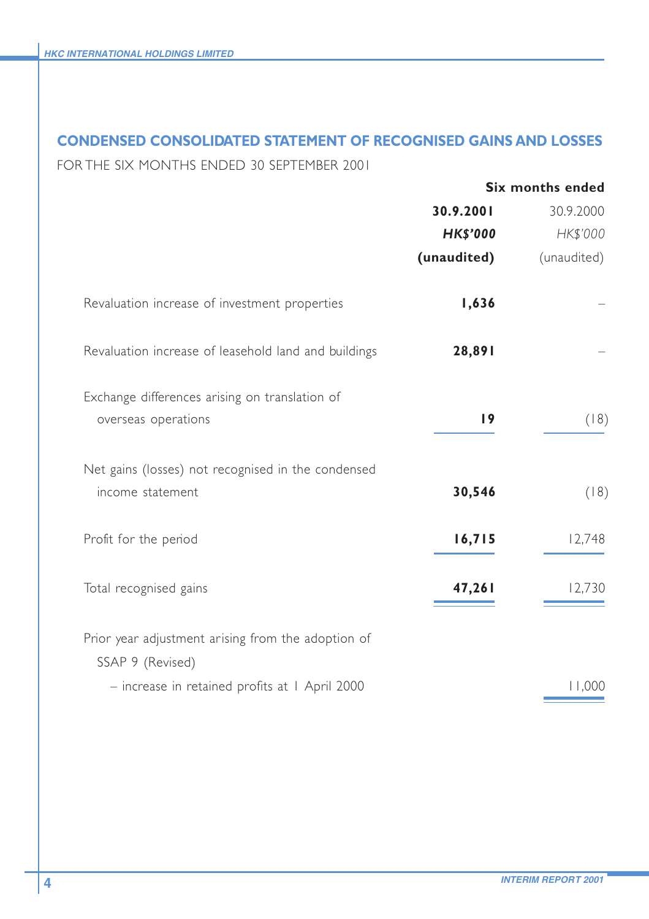## CONDENSED CONSOLIDATED STATEMENT OF RECOGNISED GAINS AND LOSSES

FOR THE SIX MONTHS ENDED 30 SEPTEMBER 2001

| | **Six months ended** | |
|---|---|---|
| | **30.9.2001** | 30.9.2000 |
| | ***HK$'000*** | *HK$'000* |
| | **(unaudited)** | (unaudited) |
| Revaluation increase of investment properties | **1,636** | – |
| Revaluation increase of leasehold land and buildings | **28,891** | – |
| Exchange differences arising on translation of overseas operations | **19** | (18) |
| Net gains (losses) not recognised in the condensed income statement | **30,546** | (18) |
| Profit for the period | **16,715** | 12,748 |
| Total recognised gains | **47,261** | 12,730 |
| Prior year adjustment arising from the adoption of SSAP 9 (Revised) – increase in retained profits at 1 April 2000 | | 11,000 |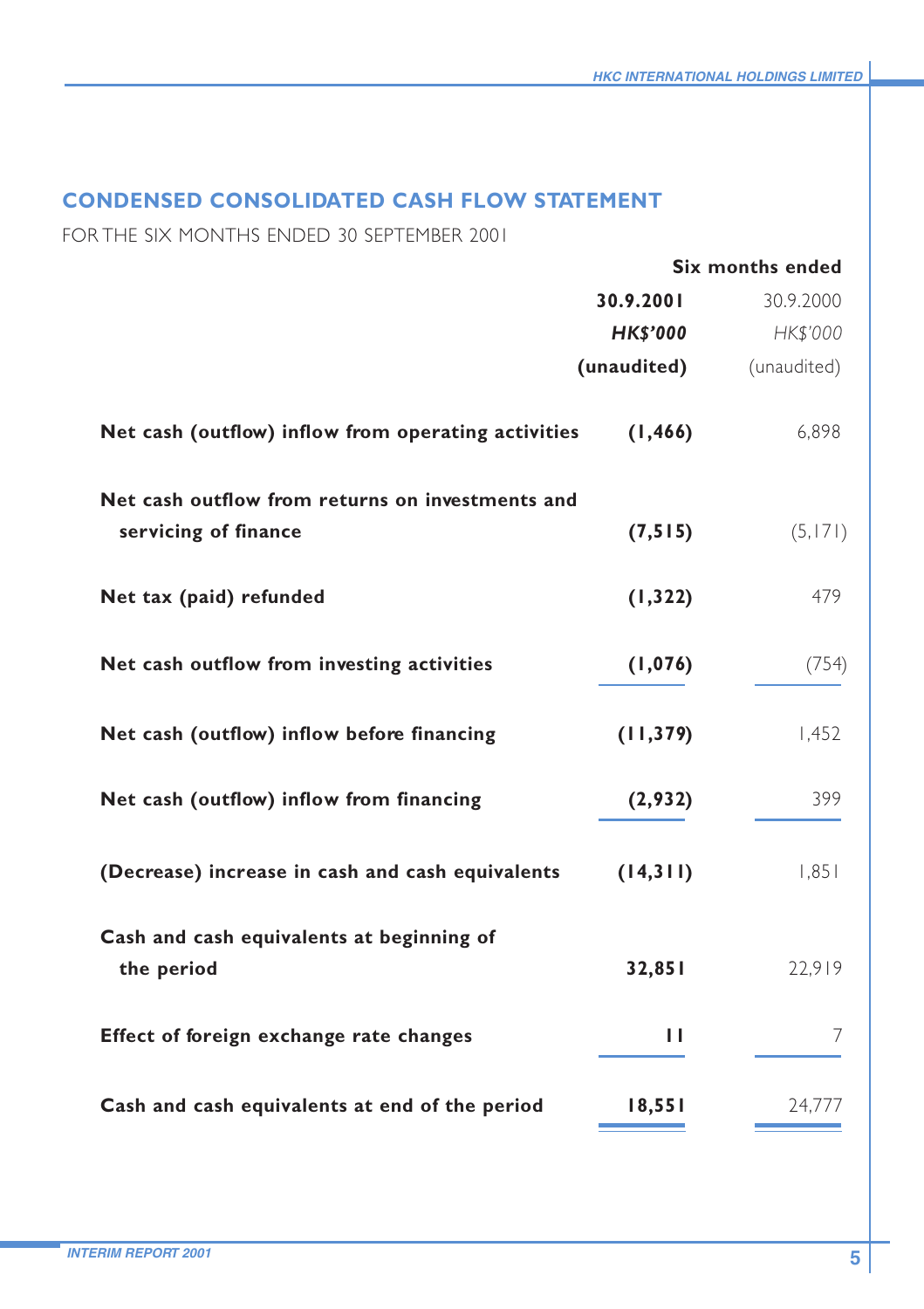## CONDENSED CONSOLIDATED CASH FLOW STATEMENT

FOR THE SIX MONTHS ENDED 30 SEPTEMBER 2001

| | Six months ended | |
|---|---|---|
| | **30.9.2001** | 30.9.2000 |
| | ***HK$'000*** | *HK$'000* |
| | **(unaudited)** | (unaudited) |
| **Net cash (outflow) inflow from operating activities** | **(1,466)** | 6,898 |
| **Net cash outflow from returns on investments and servicing of finance** | **(7,515)** | (5,171) |
| **Net tax (paid) refunded** | **(1,322)** | 479 |
| **Net cash outflow from investing activities** | **(1,076)** | (754) |
| **Net cash (outflow) inflow before financing** | **(11,379)** | 1,452 |
| **Net cash (outflow) inflow from financing** | **(2,932)** | 399 |
| **(Decrease) increase in cash and cash equivalents** | **(14,311)** | 1,851 |
| **Cash and cash equivalents at beginning of the period** | **32,851** | 22,919 |
| **Effect of foreign exchange rate changes** | **11** | 7 |
| **Cash and cash equivalents at end of the period** | **18,551** | 24,777 |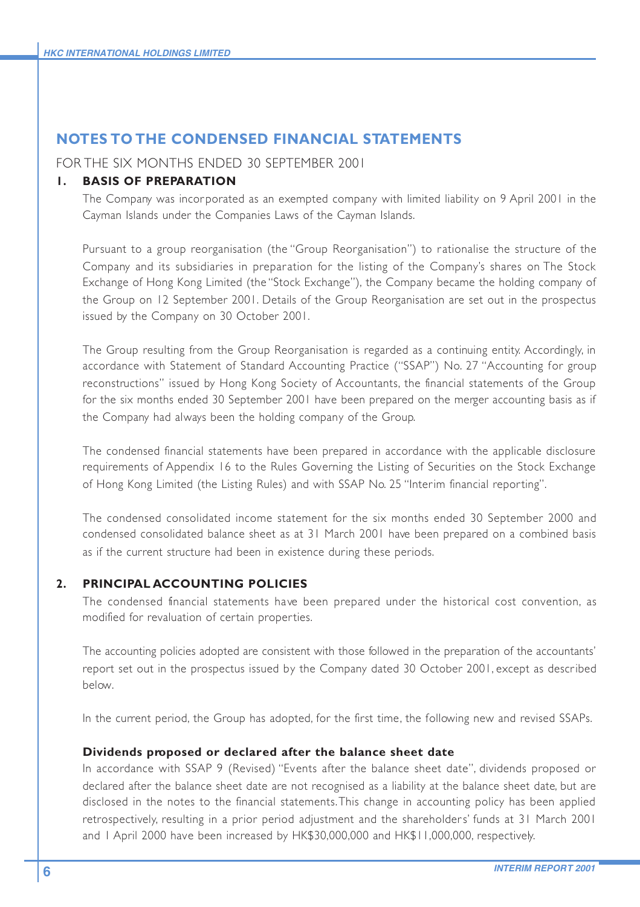## NOTES TO THE CONDENSED FINANCIAL STATEMENTS

FOR THE SIX MONTHS ENDED 30 SEPTEMBER 2001

### 1. BASIS OF PREPARATION

The Company was incorporated as an exempted company with limited liability on 9 April 2001 in the Cayman Islands under the Companies Laws of the Cayman Islands.

Pursuant to a group reorganisation (the "Group Reorganisation") to rationalise the structure of the Company and its subsidiaries in preparation for the listing of the Company's shares on The Stock Exchange of Hong Kong Limited (the "Stock Exchange"), the Company became the holding company of the Group on 12 September 2001. Details of the Group Reorganisation are set out in the prospectus issued by the Company on 30 October 2001.

The Group resulting from the Group Reorganisation is regarded as a continuing entity. Accordingly, in accordance with Statement of Standard Accounting Practice ("SSAP") No. 27 "Accounting for group reconstructions" issued by Hong Kong Society of Accountants, the financial statements of the Group for the six months ended 30 September 2001 have been prepared on the merger accounting basis as if the Company had always been the holding company of the Group.

The condensed financial statements have been prepared in accordance with the applicable disclosure requirements of Appendix 16 to the Rules Governing the Listing of Securities on the Stock Exchange of Hong Kong Limited (the Listing Rules) and with SSAP No. 25 "Interim financial reporting".

The condensed consolidated income statement for the six months ended 30 September 2000 and condensed consolidated balance sheet as at 31 March 2001 have been prepared on a combined basis as if the current structure had been in existence during these periods.

### 2. PRINCIPAL ACCOUNTING POLICIES

The condensed financial statements have been prepared under the historical cost convention, as modified for revaluation of certain properties.

The accounting policies adopted are consistent with those followed in the preparation of the accountants' report set out in the prospectus issued by the Company dated 30 October 2001, except as described below.

In the current period, the Group has adopted, for the first time, the following new and revised SSAPs.

**Dividends proposed or declared after the balance sheet date**

In accordance with SSAP 9 (Revised) "Events after the balance sheet date", dividends proposed or declared after the balance sheet date are not recognised as a liability at the balance sheet date, but are disclosed in the notes to the financial statements. This change in accounting policy has been applied retrospectively, resulting in a prior period adjustment and the shareholders' funds at 31 March 2001 and 1 April 2000 have been increased by HK$30,000,000 and HK$11,000,000, respectively.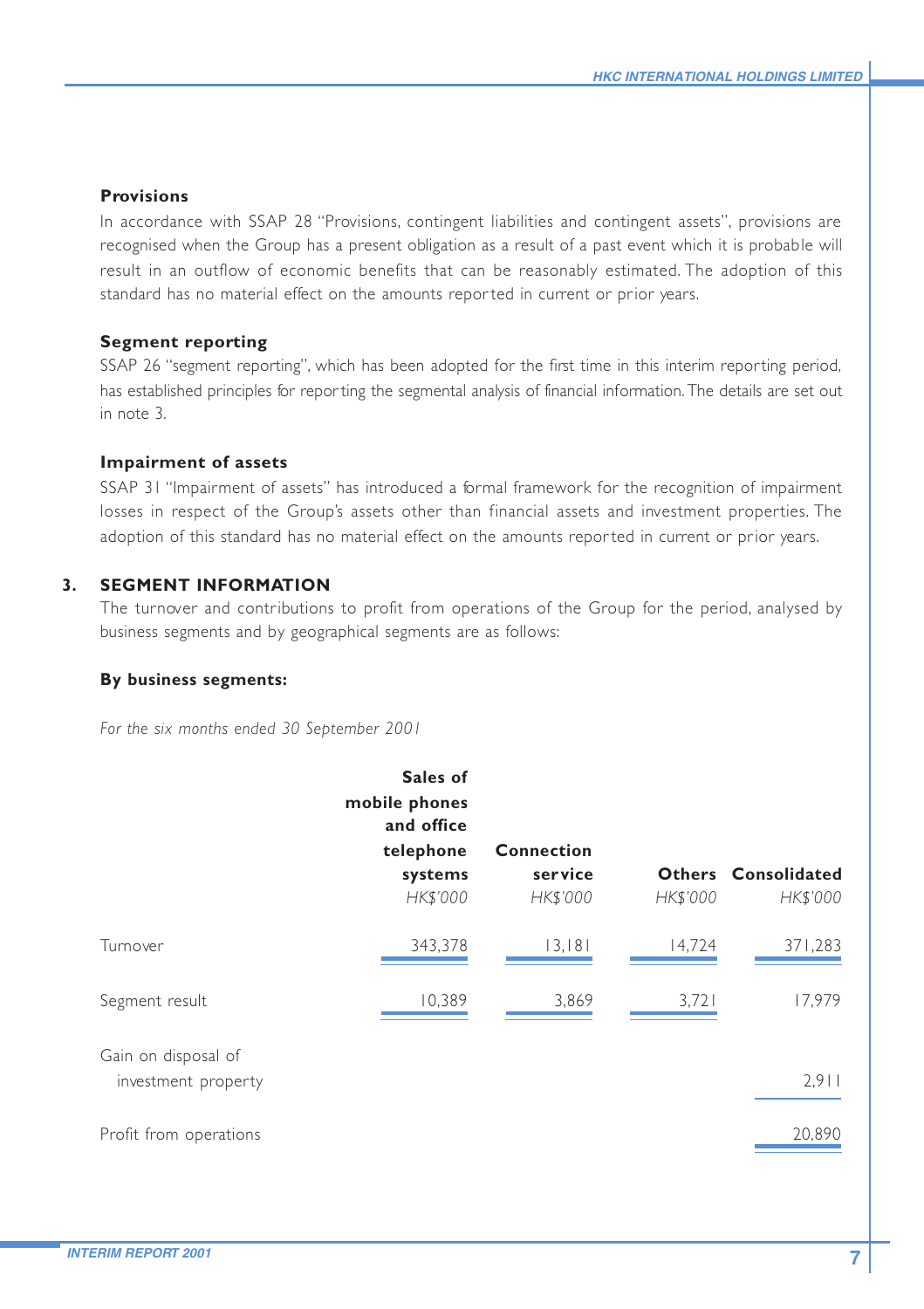**Provisions**

In accordance with SSAP 28 "Provisions, contingent liabilities and contingent assets", provisions are recognised when the Group has a present obligation as a result of a past event which it is probable will result in an outflow of economic benefits that can be reasonably estimated. The adoption of this standard has no material effect on the amounts reported in current or prior years.

**Segment reporting**

SSAP 26 "segment reporting", which has been adopted for the first time in this interim reporting period, has established principles for reporting the segmental analysis of financial information. The details are set out in note 3.

**Impairment of assets**

SSAP 31 "Impairment of assets" has introduced a formal framework for the recognition of impairment losses in respect of the Group's assets other than financial assets and investment properties. The adoption of this standard has no material effect on the amounts reported in current or prior years.

## 3. SEGMENT INFORMATION

The turnover and contributions to profit from operations of the Group for the period, analysed by business segments and by geographical segments are as follows:

**By business segments:**

*For the six months ended 30 September 2001*

| | Sales of mobile phones and office telephone systems | Connection service | Others | Consolidated |
|---|---|---|---|---|
| | *HK$'000* | *HK$'000* | *HK$'000* | *HK$'000* |
| Turnover | 343,378 | 13,181 | 14,724 | 371,283 |
| Segment result | 10,389 | 3,869 | 3,721 | 17,979 |
| Gain on disposal of investment property | | | | 2,911 |
| Profit from operations | | | | 20,890 |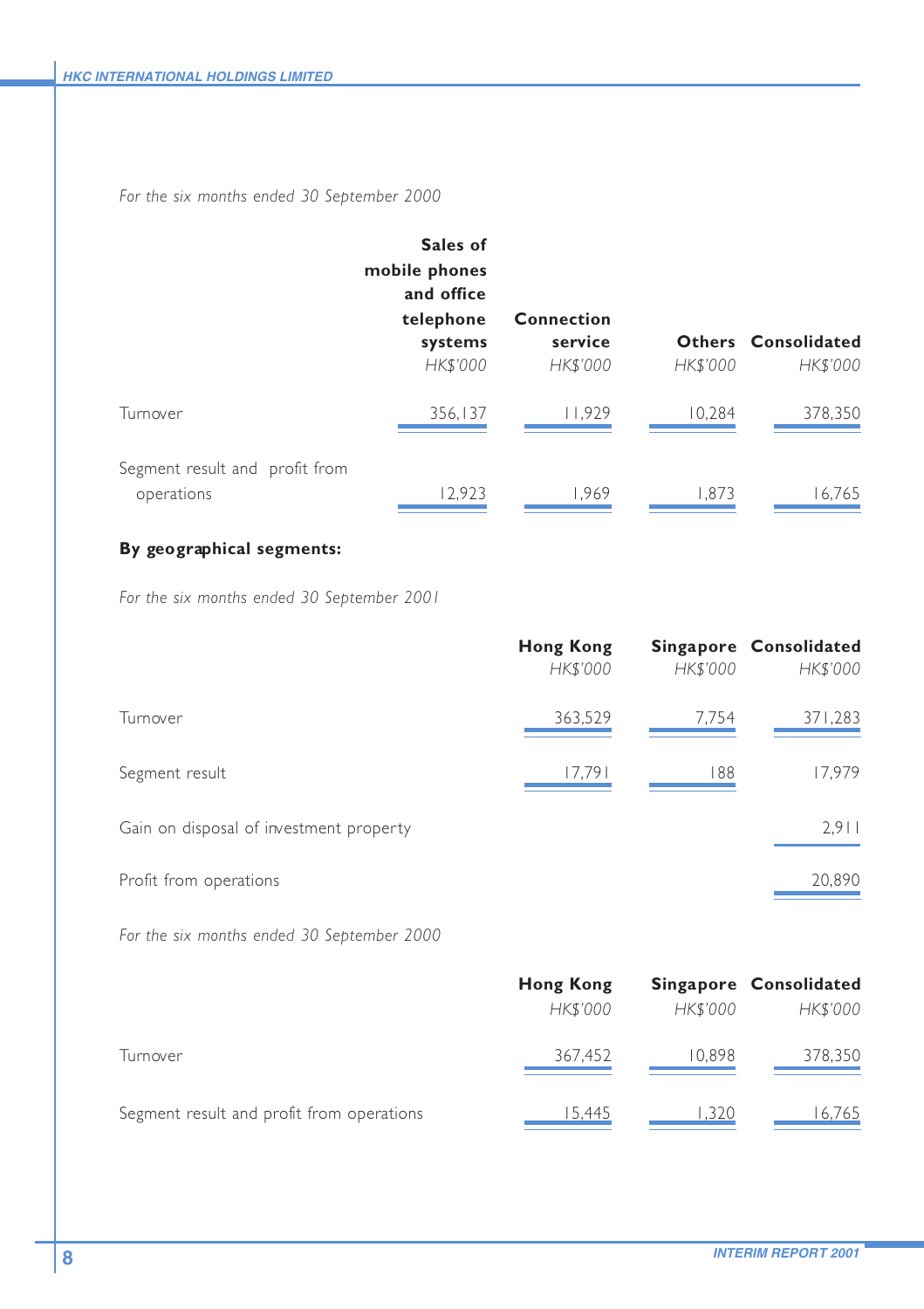*For the six months ended 30 September 2000*

| | Sales of mobile phones and office telephone systems | Connection service | Others | Consolidated |
|---|---|---|---|---|
| | *HK$'000* | *HK$'000* | *HK$'000* | *HK$'000* |
| Turnover | 356,137 | 11,929 | 10,284 | 378,350 |
| Segment result and profit from operations | 12,923 | 1,969 | 1,873 | 16,765 |

**By geographical segments:**

*For the six months ended 30 September 2001*

| | Hong Kong | Singapore | Consolidated |
|---|---|---|---|
| | *HK$'000* | *HK$'000* | *HK$'000* |
| Turnover | 363,529 | 7,754 | 371,283 |
| Segment result | 17,791 | 188 | 17,979 |
| Gain on disposal of investment property | | | 2,911 |
| Profit from operations | | | 20,890 |

*For the six months ended 30 September 2000*

| | Hong Kong | Singapore | Consolidated |
|---|---|---|---|
| | *HK$'000* | *HK$'000* | *HK$'000* |
| Turnover | 367,452 | 10,898 | 378,350 |
| Segment result and profit from operations | 15,445 | 1,320 | 16,765 |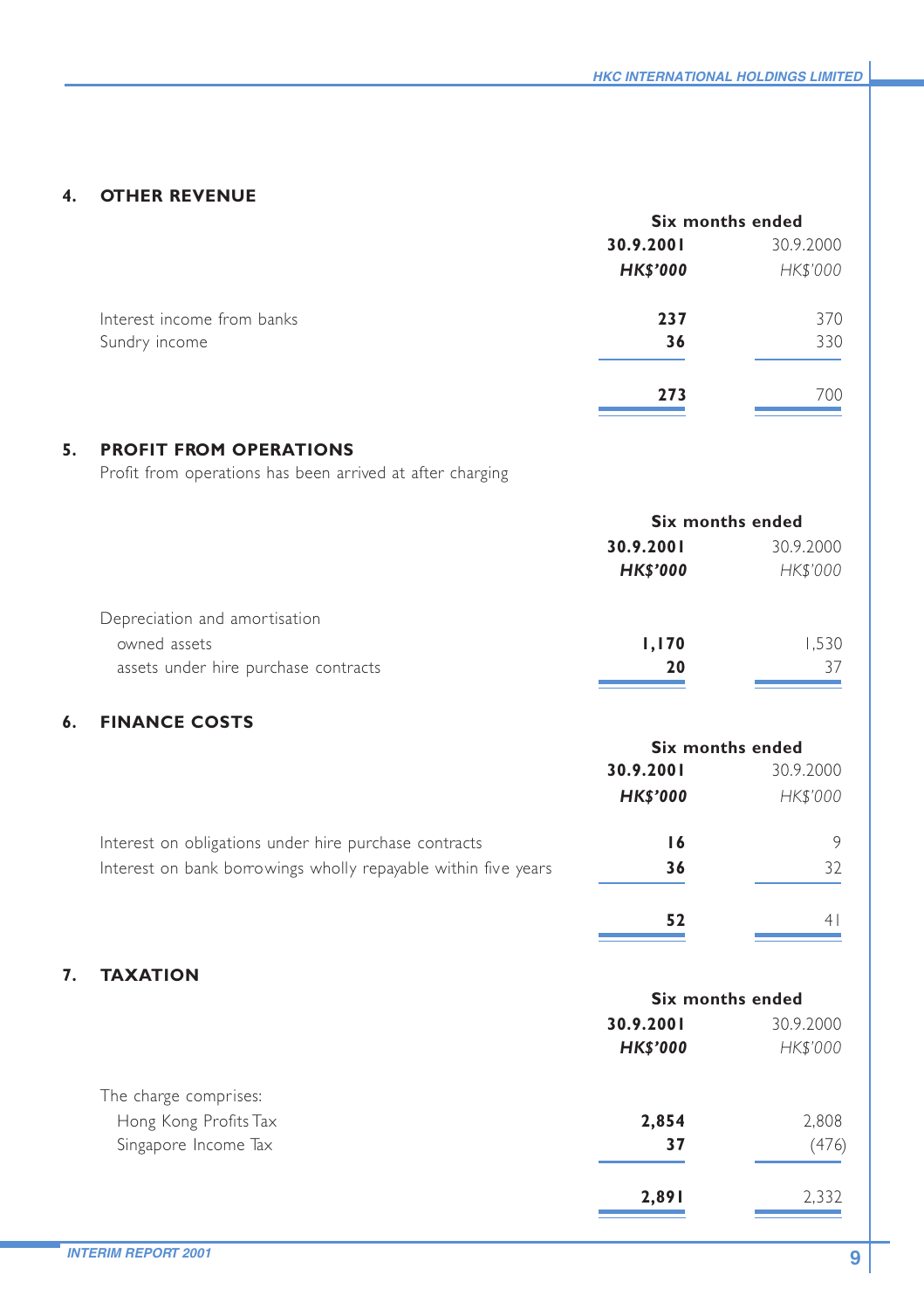## 4. OTHER REVENUE

| | Six months ended | |
|---|---|---|
| | **30.9.2001** | 30.9.2000 |
| | ***HK$'000*** | *HK$'000* |
| Interest income from banks | **237** | 370 |
| Sundry income | **36** | 330 |
| | **273** | 700 |

## 5. PROFIT FROM OPERATIONS

Profit from operations has been arrived at after charging

| | Six months ended | |
|---|---|---|
| | **30.9.2001** | 30.9.2000 |
| | ***HK$'000*** | *HK$'000* |
| Depreciation and amortisation | | |
| owned assets | **1,170** | 1,530 |
| assets under hire purchase contracts | **20** | 37 |

## 6. FINANCE COSTS

| | Six months ended | |
|---|---|---|
| | **30.9.2001** | 30.9.2000 |
| | ***HK$'000*** | *HK$'000* |
| Interest on obligations under hire purchase contracts | **16** | 9 |
| Interest on bank borrowings wholly repayable within five years | **36** | 32 |
| | **52** | 41 |

## 7. TAXATION

| | Six months ended | |
|---|---|---|
| | **30.9.2001** | 30.9.2000 |
| | ***HK$'000*** | *HK$'000* |
| The charge comprises: | | |
| Hong Kong Profits Tax | **2,854** | 2,808 |
| Singapore Income Tax | **37** | (476) |
| | **2,891** | 2,332 |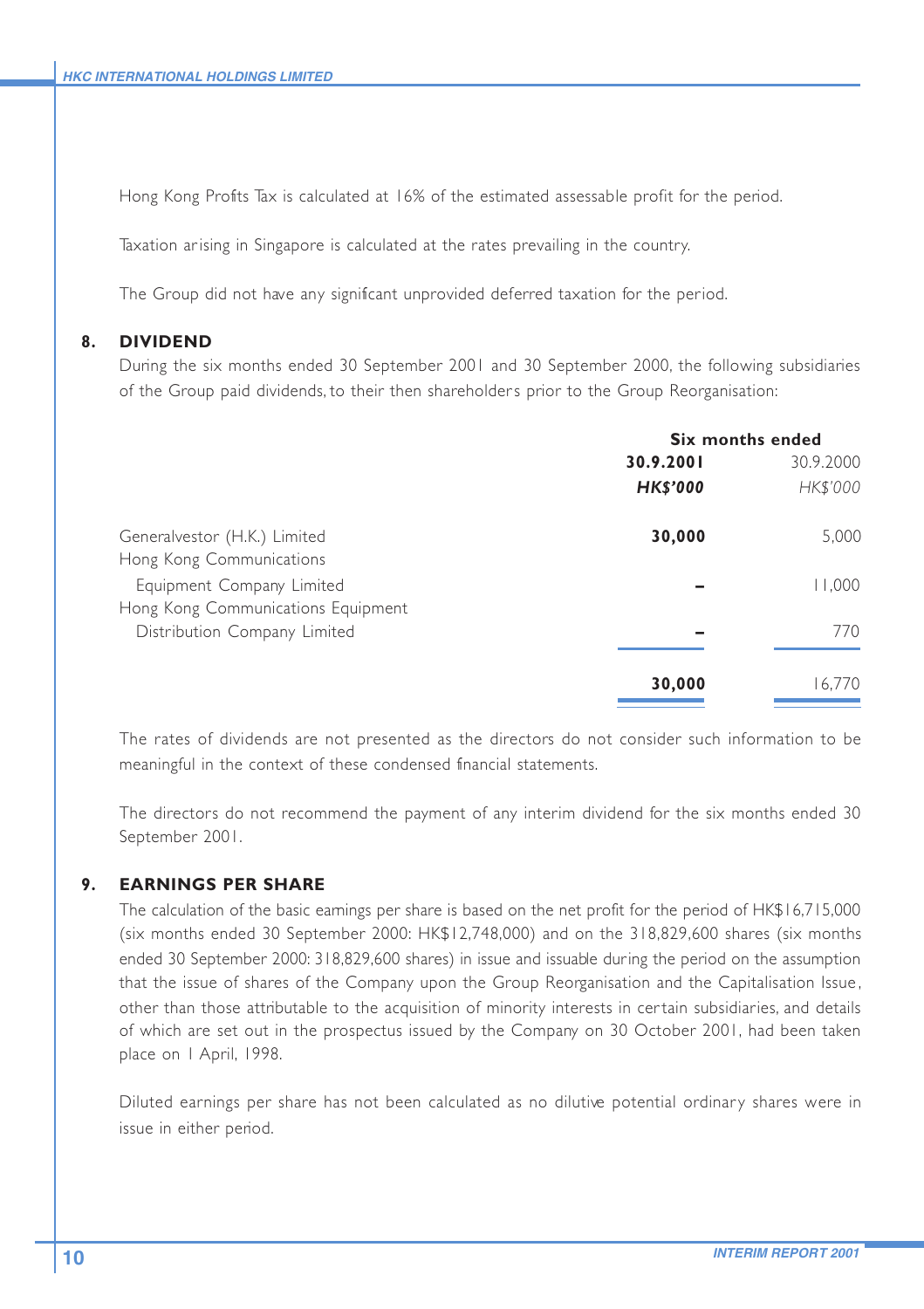Hong Kong Profits Tax is calculated at 16% of the estimated assessable profit for the period.

Taxation arising in Singapore is calculated at the rates prevailing in the country.

The Group did not have any significant unprovided deferred taxation for the period.

## 8. DIVIDEND

During the six months ended 30 September 2001 and 30 September 2000, the following subsidiaries of the Group paid dividends, to their then shareholders prior to the Group Reorganisation:

| | Six months ended | |
|---|---|---|
| | **30.9.2001** | 30.9.2000 |
| | ***HK$'000*** | *HK$'000* |
| Generalvestor (H.K.) Limited | **30,000** | 5,000 |
| Hong Kong Communications Equipment Company Limited | **–** | 11,000 |
| Hong Kong Communications Equipment Distribution Company Limited | **–** | 770 |
| | **30,000** | 16,770 |

The rates of dividends are not presented as the directors do not consider such information to be meaningful in the context of these condensed financial statements.

The directors do not recommend the payment of any interim dividend for the six months ended 30 September 2001.

## 9. EARNINGS PER SHARE

The calculation of the basic earnings per share is based on the net profit for the period of HK$16,715,000 (six months ended 30 September 2000: HK$12,748,000) and on the 318,829,600 shares (six months ended 30 September 2000: 318,829,600 shares) in issue and issuable during the period on the assumption that the issue of shares of the Company upon the Group Reorganisation and the Capitalisation Issue, other than those attributable to the acquisition of minority interests in certain subsidiaries, and details of which are set out in the prospectus issued by the Company on 30 October 2001, had been taken place on 1 April, 1998.

Diluted earnings per share has not been calculated as no dilutive potential ordinary shares were in issue in either period.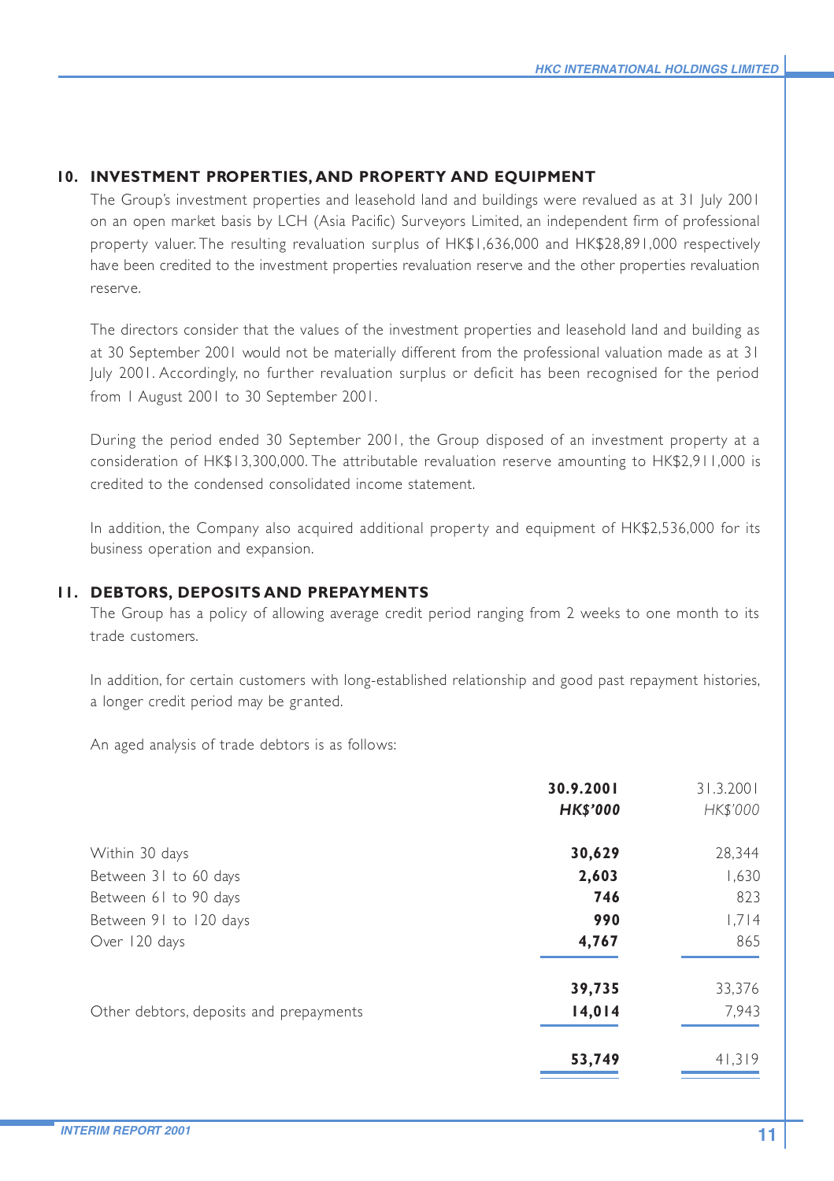## 10. INVESTMENT PROPERTIES, AND PROPERTY AND EQUIPMENT

The Group's investment properties and leasehold land and buildings were revalued as at 31 July 2001 on an open market basis by LCH (Asia Pacific) Surveyors Limited, an independent firm of professional property valuer. The resulting revaluation surplus of HK$1,636,000 and HK$28,891,000 respectively have been credited to the investment properties revaluation reserve and the other properties revaluation reserve.

The directors consider that the values of the investment properties and leasehold land and building as at 30 September 2001 would not be materially different from the professional valuation made as at 31 July 2001. Accordingly, no further revaluation surplus or deficit has been recognised for the period from 1 August 2001 to 30 September 2001.

During the period ended 30 September 2001, the Group disposed of an investment property at a consideration of HK$13,300,000. The attributable revaluation reserve amounting to HK$2,911,000 is credited to the condensed consolidated income statement.

In addition, the Company also acquired additional property and equipment of HK$2,536,000 for its business operation and expansion.

## 11. DEBTORS, DEPOSITS AND PREPAYMENTS

The Group has a policy of allowing average credit period ranging from 2 weeks to one month to its trade customers.

In addition, for certain customers with long-established relationship and good past repayment histories, a longer credit period may be granted.

An aged analysis of trade debtors is as follows:

| | **30.9.2001** | 31.3.2001 |
|---|---|---|
| | ***HK$'000*** | *HK$'000* |
| Within 30 days | **30,629** | 28,344 |
| Between 31 to 60 days | **2,603** | 1,630 |
| Between 61 to 90 days | **746** | 823 |
| Between 91 to 120 days | **990** | 1,714 |
| Over 120 days | **4,767** | 865 |
| | **39,735** | 33,376 |
| Other debtors, deposits and prepayments | **14,014** | 7,943 |
| | **53,749** | 41,319 |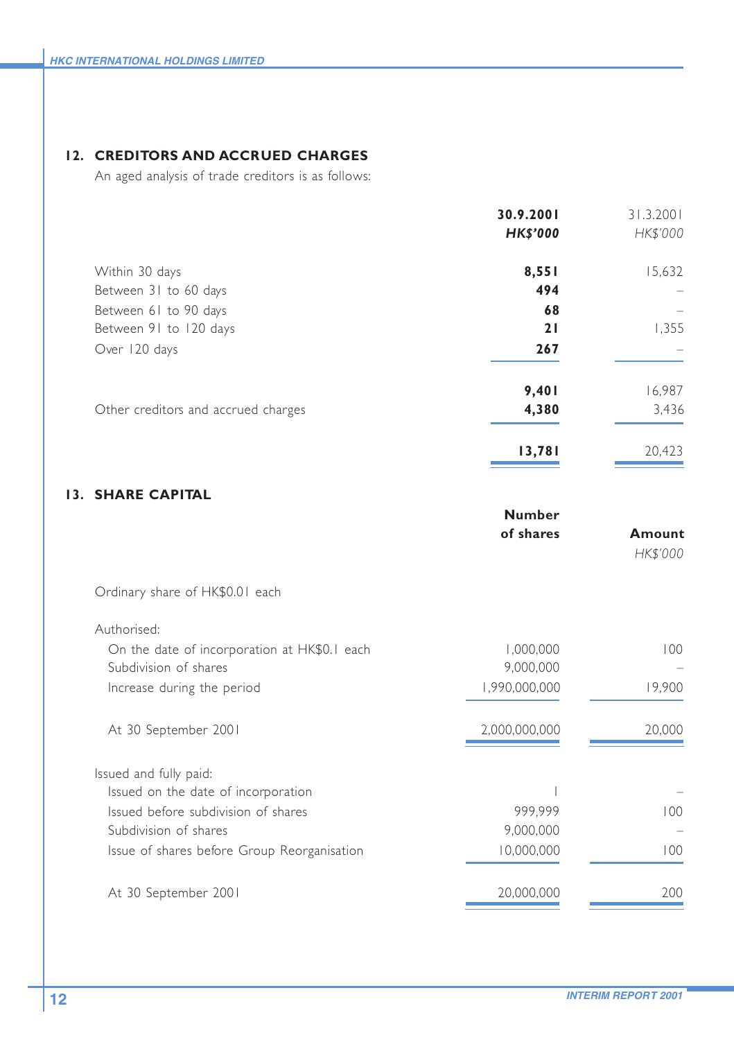## 12. CREDITORS AND ACCRUED CHARGES

An aged analysis of trade creditors is as follows:

| | **30.9.2001** | 31.3.2001 |
|---|---|---|
| | ***HK$'000*** | *HK$'000* |
| Within 30 days | **8,551** | 15,632 |
| Between 31 to 60 days | **494** | – |
| Between 61 to 90 days | **68** | – |
| Between 91 to 120 days | **21** | 1,355 |
| Over 120 days | **267** | – |
| | **9,401** | 16,987 |
| Other creditors and accrued charges | **4,380** | 3,436 |
| | **13,781** | 20,423 |

## 13. SHARE CAPITAL

| | **Number of shares** | **Amount** |
|---|---|---|
| | | *HK$'000* |
| Ordinary share of HK$0.01 each | | |
| Authorised: | | |
| On the date of incorporation at HK$0.1 each | 1,000,000 | 100 |
| Subdivision of shares | 9,000,000 | – |
| Increase during the period | 1,990,000,000 | 19,900 |
| At 30 September 2001 | 2,000,000,000 | 20,000 |
| Issued and fully paid: | | |
| Issued on the date of incorporation | 1 | – |
| Issued before subdivision of shares | 999,999 | 100 |
| Subdivision of shares | 9,000,000 | – |
| Issue of shares before Group Reorganisation | 10,000,000 | 100 |
| At 30 September 2001 | 20,000,000 | 200 |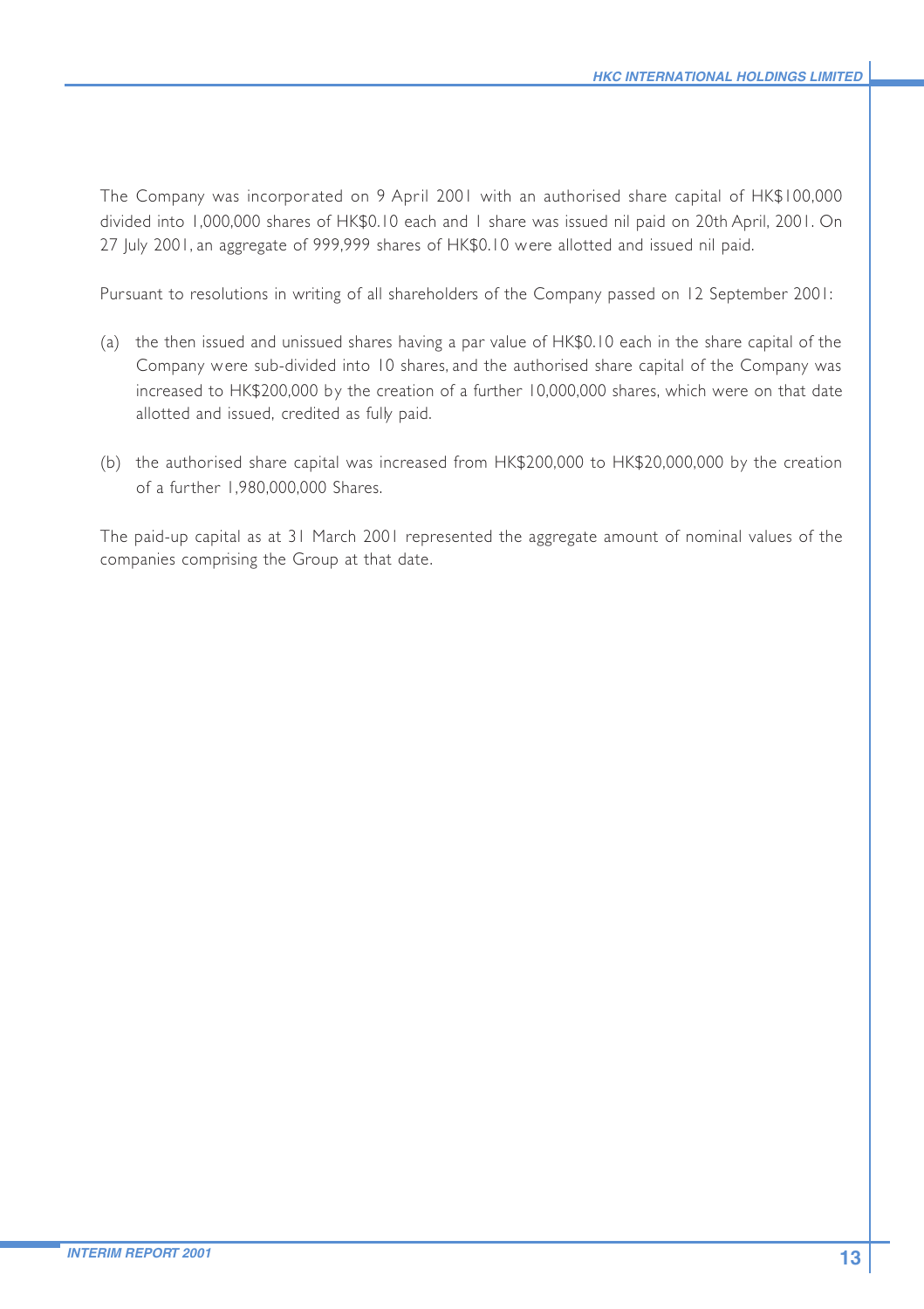The Company was incorporated on 9 April 2001 with an authorised share capital of HK$100,000 divided into 1,000,000 shares of HK$0.10 each and 1 share was issued nil paid on 20th April, 2001. On 27 July 2001, an aggregate of 999,999 shares of HK$0.10 were allotted and issued nil paid.

Pursuant to resolutions in writing of all shareholders of the Company passed on 12 September 2001:

(a) the then issued and unissued shares having a par value of HK$0.10 each in the share capital of the Company were sub-divided into 10 shares, and the authorised share capital of the Company was increased to HK$200,000 by the creation of a further 10,000,000 shares, which were on that date allotted and issued, credited as fully paid.

(b) the authorised share capital was increased from HK$200,000 to HK$20,000,000 by the creation of a further 1,980,000,000 Shares.

The paid-up capital as at 31 March 2001 represented the aggregate amount of nominal values of the companies comprising the Group at that date.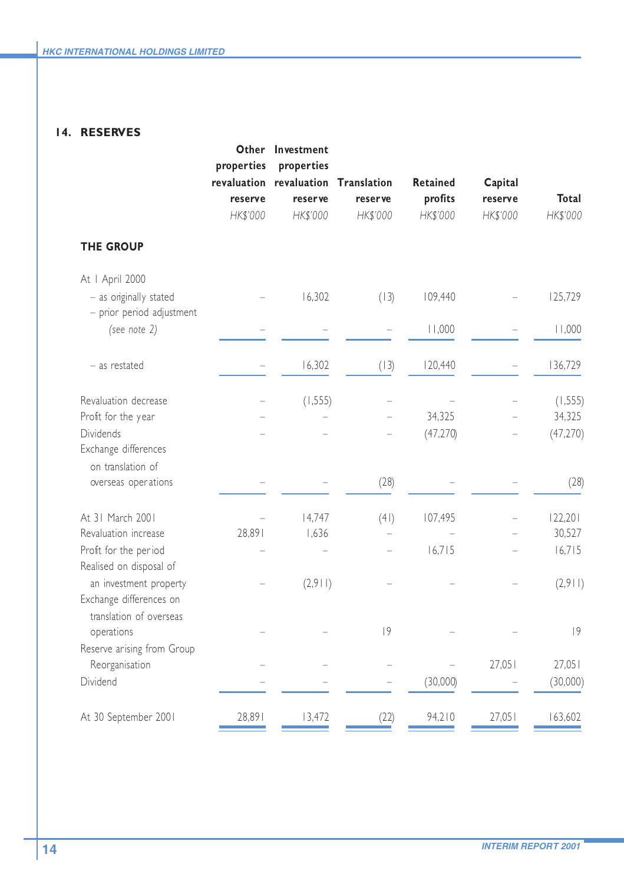## 14. RESERVES

| | Other properties revaluation reserve HK$'000 | Investment properties revaluation reserve HK$'000 | Translation reserve HK$'000 | Retained profits HK$'000 | Capital reserve HK$'000 | Total HK$'000 |
|---|---|---|---|---|---|---|
| **THE GROUP** | | | | | | |
| At 1 April 2000 | | | | | | |
| – as originally stated | – | 16,302 | (13) | 109,440 | – | 125,729 |
| – prior period adjustment *(see note 2)* | – | – | – | 11,000 | – | 11,000 |
| – as restated | – | 16,302 | (13) | 120,440 | – | 136,729 |
| Revaluation decrease | – | (1,555) | – | – | – | (1,555) |
| Profit for the year | – | – | – | 34,325 | – | 34,325 |
| Dividends | – | – | – | (47,270) | – | (47,270) |
| Exchange differences on translation of overseas operations | – | – | (28) | – | – | (28) |
| At 31 March 2001 | – | 14,747 | (41) | 107,495 | – | 122,201 |
| Revaluation increase | 28,891 | 1,636 | – | – | – | 30,527 |
| Profit for the period | – | – | – | 16,715 | – | 16,715 |
| Realised on disposal of an investment property | – | (2,911) | – | – | – | (2,911) |
| Exchange differences on translation of overseas operations | – | – | 19 | – | – | 19 |
| Reserve arising from Group Reorganisation | – | – | – | – | 27,051 | 27,051 |
| Dividend | – | – | – | (30,000) | – | (30,000) |
| At 30 September 2001 | 28,891 | 13,472 | (22) | 94,210 | 27,051 | 163,602 |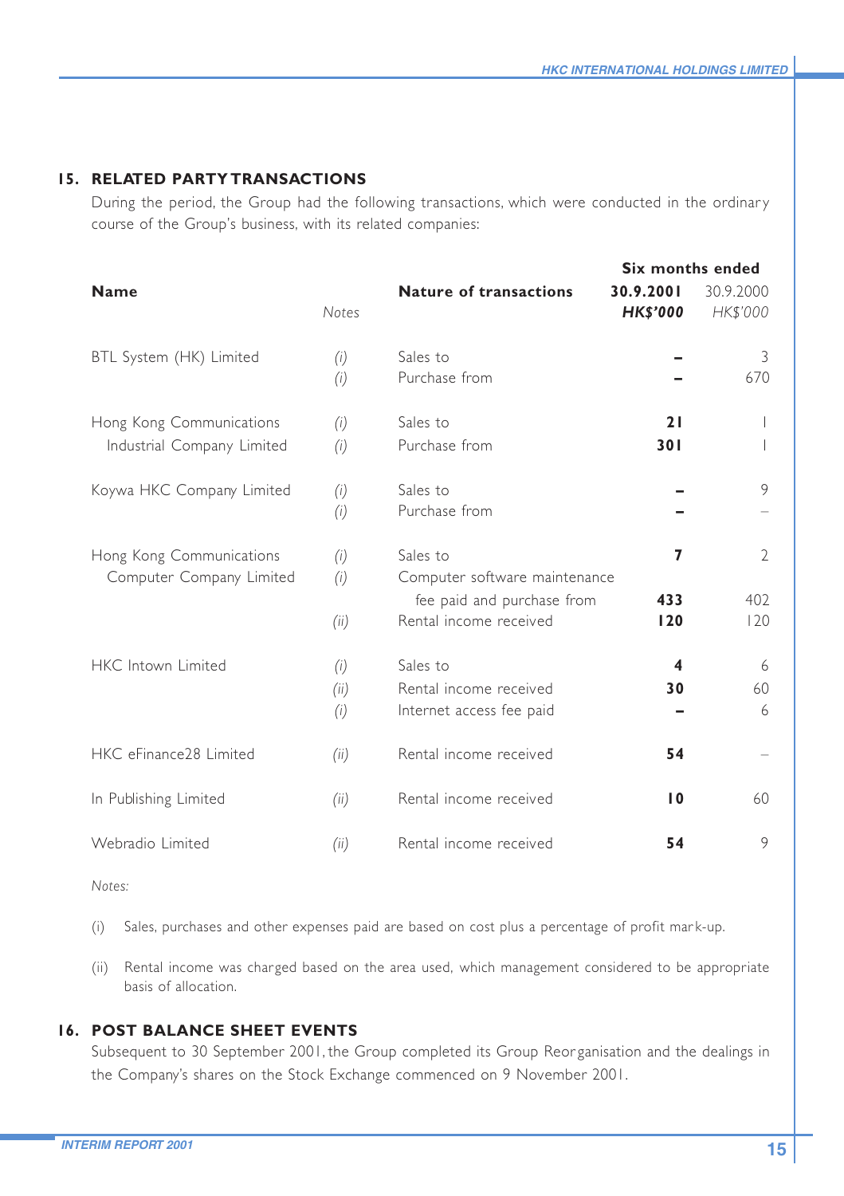## 15. RELATED PARTY TRANSACTIONS

During the period, the Group had the following transactions, which were conducted in the ordinary course of the Group's business, with its related companies:

| Name | Notes | Nature of transactions | Six months ended 30.9.2001 HK$'000 | Six months ended 30.9.2000 HK$'000 |
|---|---|---|---|---|
| BTL System (HK) Limited | *(i)* | Sales to | **–** | 3 |
| | *(i)* | Purchase from | **–** | 670 |
| Hong Kong Communications Industrial Company Limited | *(i)* | Sales to | **21** | 1 |
| | *(i)* | Purchase from | **301** | 1 |
| Koywa HKC Company Limited | *(i)* | Sales to | **–** | 9 |
| | *(i)* | Purchase from | **–** | – |
| Hong Kong Communications Computer Company Limited | *(i)* | Sales to | **7** | 2 |
| | *(i)* | Computer software maintenance fee paid and purchase from | **433** | 402 |
| | *(ii)* | Rental income received | **120** | 120 |
| HKC Intown Limited | *(i)* | Sales to | **4** | 6 |
| | *(ii)* | Rental income received | **30** | 60 |
| | *(i)* | Internet access fee paid | **–** | 6 |
| HKC eFinance28 Limited | *(ii)* | Rental income received | **54** | – |
| In Publishing Limited | *(ii)* | Rental income received | **10** | 60 |
| Webradio Limited | *(ii)* | Rental income received | **54** | 9 |

*Notes:*

(i) Sales, purchases and other expenses paid are based on cost plus a percentage of profit mark-up.

(ii) Rental income was charged based on the area used, which management considered to be appropriate basis of allocation.

## 16. POST BALANCE SHEET EVENTS

Subsequent to 30 September 2001, the Group completed its Group Reorganisation and the dealings in the Company's shares on the Stock Exchange commenced on 9 November 2001.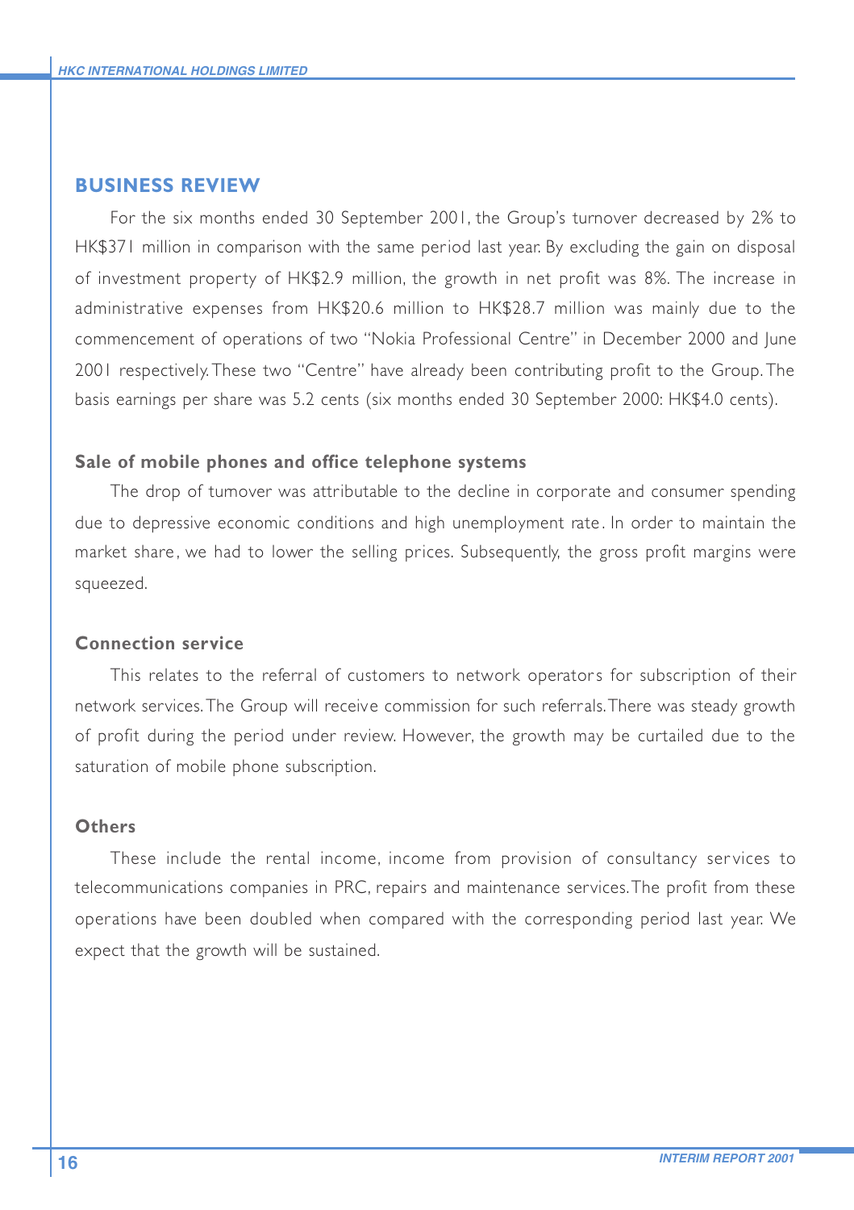## BUSINESS REVIEW

For the six months ended 30 September 2001, the Group's turnover decreased by 2% to HK$371 million in comparison with the same period last year. By excluding the gain on disposal of investment property of HK$2.9 million, the growth in net profit was 8%. The increase in administrative expenses from HK$20.6 million to HK$28.7 million was mainly due to the commencement of operations of two "Nokia Professional Centre" in December 2000 and June 2001 respectively. These two "Centre" have already been contributing profit to the Group. The basis earnings per share was 5.2 cents (six months ended 30 September 2000: HK$4.0 cents).

### Sale of mobile phones and office telephone systems

The drop of turnover was attributable to the decline in corporate and consumer spending due to depressive economic conditions and high unemployment rate. In order to maintain the market share, we had to lower the selling prices. Subsequently, the gross profit margins were squeezed.

### Connection service

This relates to the referral of customers to network operators for subscription of their network services. The Group will receive commission for such referrals. There was steady growth of profit during the period under review. However, the growth may be curtailed due to the saturation of mobile phone subscription.

### Others

These include the rental income, income from provision of consultancy services to telecommunications companies in PRC, repairs and maintenance services. The profit from these operations have been doubled when compared with the corresponding period last year. We expect that the growth will be sustained.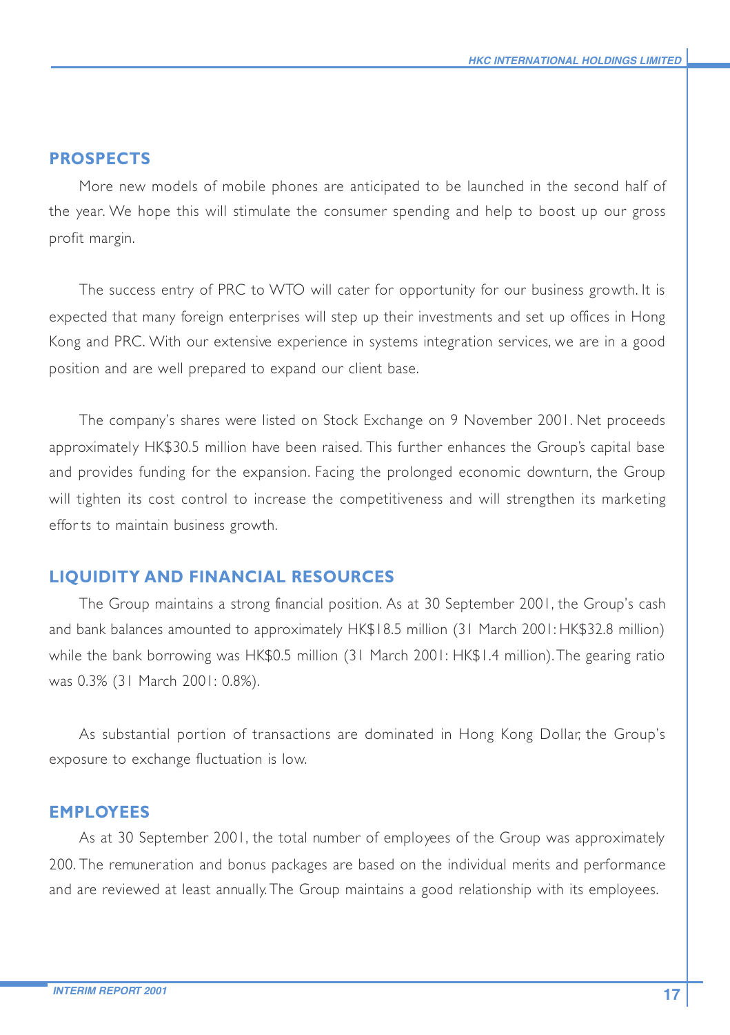## PROSPECTS

More new models of mobile phones are anticipated to be launched in the second half of the year. We hope this will stimulate the consumer spending and help to boost up our gross profit margin.

The success entry of PRC to WTO will cater for opportunity for our business growth. It is expected that many foreign enterprises will step up their investments and set up offices in Hong Kong and PRC. With our extensive experience in systems integration services, we are in a good position and are well prepared to expand our client base.

The company's shares were listed on Stock Exchange on 9 November 2001. Net proceeds approximately HK$30.5 million have been raised. This further enhances the Group's capital base and provides funding for the expansion. Facing the prolonged economic downturn, the Group will tighten its cost control to increase the competitiveness and will strengthen its marketing efforts to maintain business growth.

## LIQUIDITY AND FINANCIAL RESOURCES

The Group maintains a strong financial position. As at 30 September 2001, the Group's cash and bank balances amounted to approximately HK$18.5 million (31 March 2001: HK$32.8 million) while the bank borrowing was HK$0.5 million (31 March 2001: HK$1.4 million). The gearing ratio was 0.3% (31 March 2001: 0.8%).

As substantial portion of transactions are dominated in Hong Kong Dollar, the Group's exposure to exchange fluctuation is low.

## EMPLOYEES

As at 30 September 2001, the total number of employees of the Group was approximately 200. The remuneration and bonus packages are based on the individual merits and performance and are reviewed at least annually. The Group maintains a good relationship with its employees.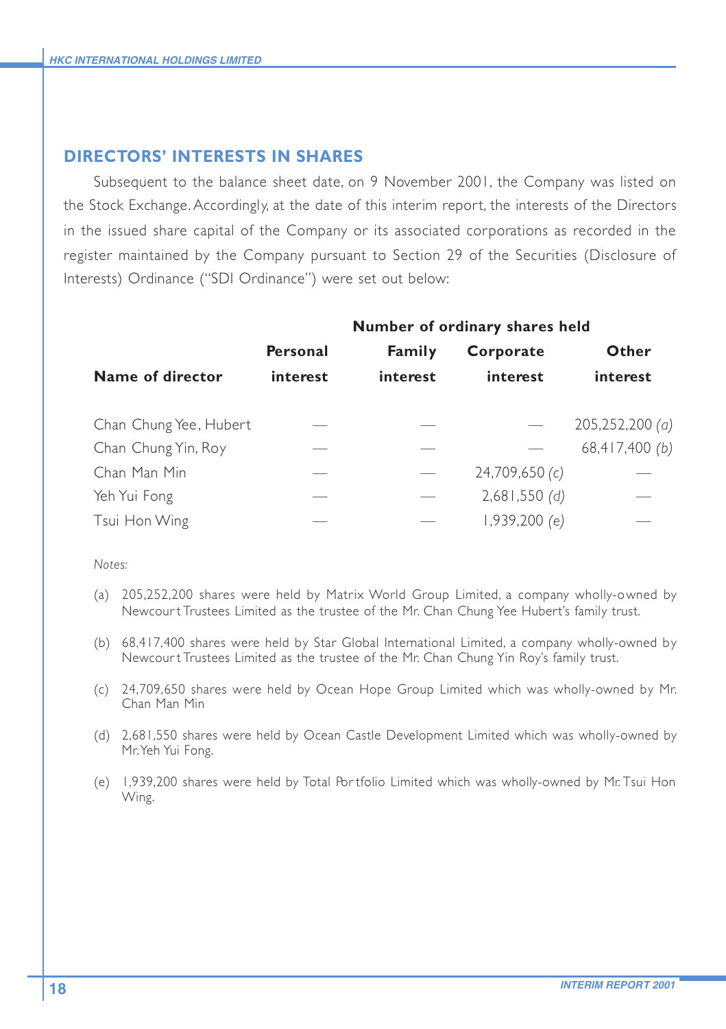## DIRECTORS' INTERESTS IN SHARES

Subsequent to the balance sheet date, on 9 November 2001, the Company was listed on the Stock Exchange. Accordingly, at the date of this interim report, the interests of the Directors in the issued share capital of the Company or its associated corporations as recorded in the register maintained by the Company pursuant to Section 29 of the Securities (Disclosure of Interests) Ordinance ("SDI Ordinance") were set out below:

| | Number of ordinary shares held | | | |
|---|---|---|---|---|
| **Name of director** | **Personal interest** | **Family interest** | **Corporate interest** | **Other interest** |
| Chan Chung Yee, Hubert | — | — | — | 205,252,200 *(a)* |
| Chan Chung Yin, Roy | — | — | — | 68,417,400 *(b)* |
| Chan Man Min | — | — | 24,709,650 *(c)* | — |
| Yeh Yui Fong | — | — | 2,681,550 *(d)* | — |
| Tsui Hon Wing | — | — | 1,939,200 *(e)* | — |

*Notes:*

(a) 205,252,200 shares were held by Matrix World Group Limited, a company wholly-owned by Newcourt Trustees Limited as the trustee of the Mr. Chan Chung Yee Hubert's family trust.

(b) 68,417,400 shares were held by Star Global International Limited, a company wholly-owned by Newcourt Trustees Limited as the trustee of the Mr. Chan Chung Yin Roy's family trust.

(c) 24,709,650 shares were held by Ocean Hope Group Limited which was wholly-owned by Mr. Chan Man Min

(d) 2,681,550 shares were held by Ocean Castle Development Limited which was wholly-owned by Mr. Yeh Yui Fong.

(e) 1,939,200 shares were held by Total Portfolio Limited which was wholly-owned by Mr. Tsui Hon Wing.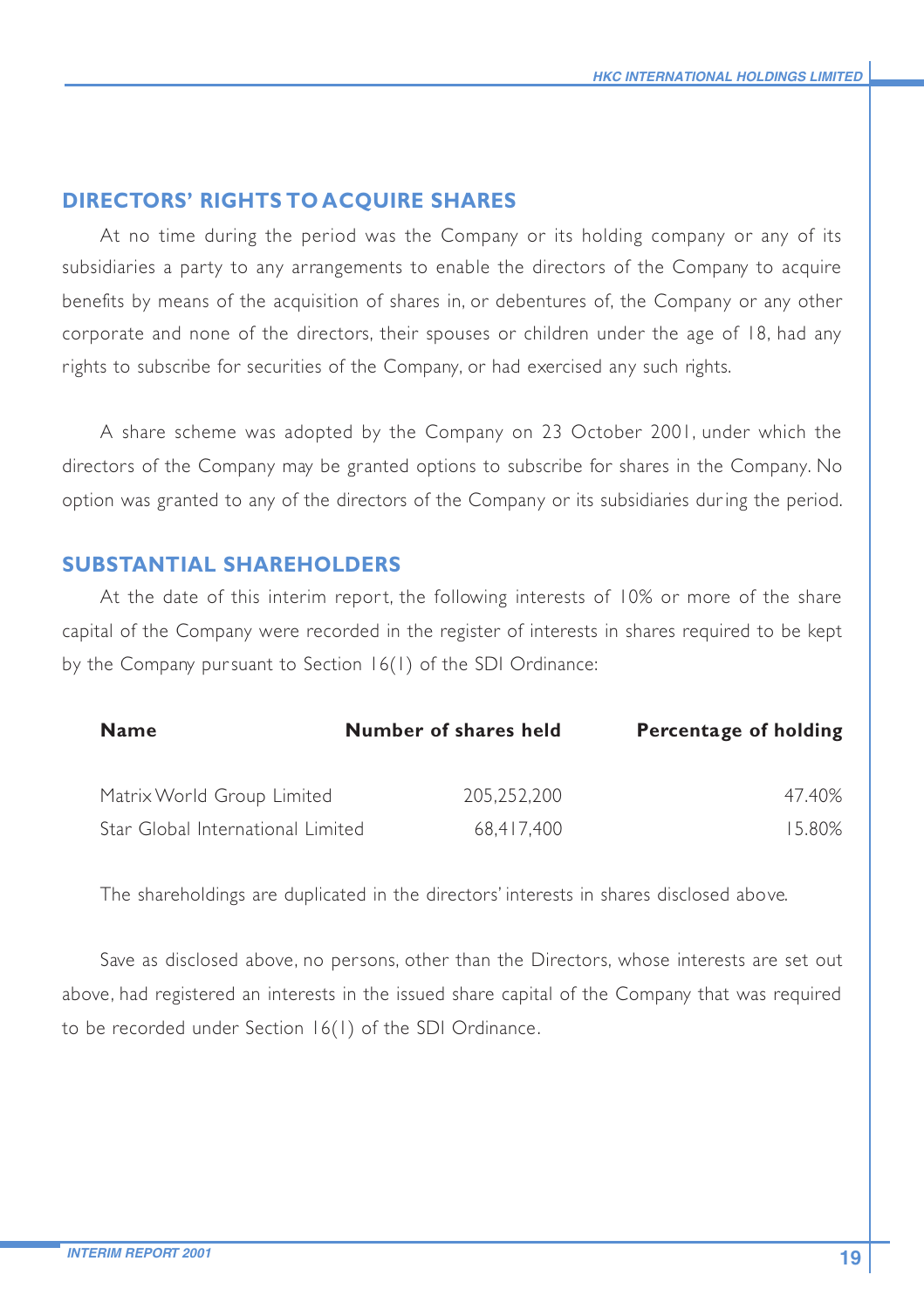## DIRECTORS' RIGHTS TO ACQUIRE SHARES

At no time during the period was the Company or its holding company or any of its subsidiaries a party to any arrangements to enable the directors of the Company to acquire benefits by means of the acquisition of shares in, or debentures of, the Company or any other corporate and none of the directors, their spouses or children under the age of 18, had any rights to subscribe for securities of the Company, or had exercised any such rights.

A share scheme was adopted by the Company on 23 October 2001, under which the directors of the Company may be granted options to subscribe for shares in the Company. No option was granted to any of the directors of the Company or its subsidiaries during the period.

## SUBSTANTIAL SHAREHOLDERS

At the date of this interim report, the following interests of 10% or more of the share capital of the Company were recorded in the register of interests in shares required to be kept by the Company pursuant to Section 16(1) of the SDI Ordinance:

| Name | Number of shares held | Percentage of holding |
|---|---|---|
| Matrix World Group Limited | 205,252,200 | 47.40% |
| Star Global International Limited | 68,417,400 | 15.80% |

The shareholdings are duplicated in the directors' interests in shares disclosed above.

Save as disclosed above, no persons, other than the Directors, whose interests are set out above, had registered an interests in the issued share capital of the Company that was required to be recorded under Section 16(1) of the SDI Ordinance.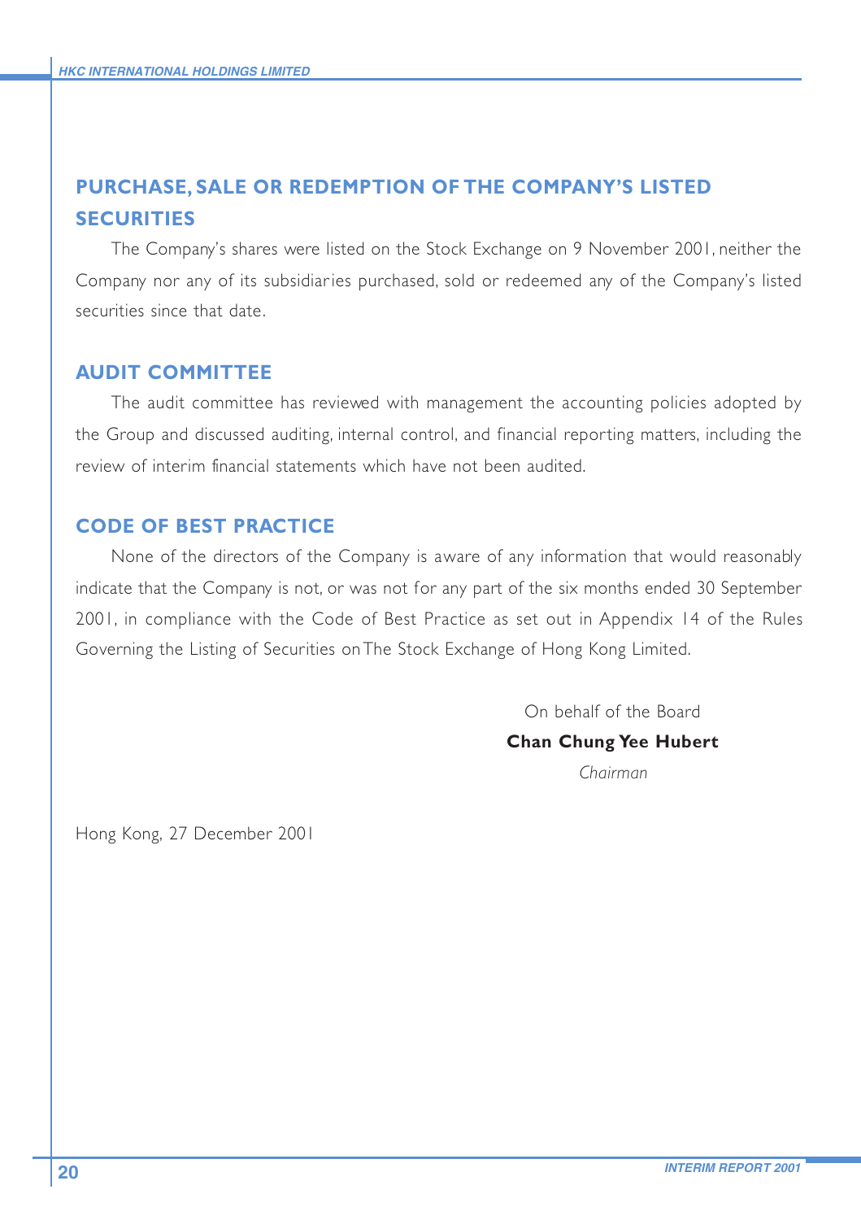## PURCHASE, SALE OR REDEMPTION OF THE COMPANY'S LISTED SECURITIES

The Company's shares were listed on the Stock Exchange on 9 November 2001, neither the Company nor any of its subsidiaries purchased, sold or redeemed any of the Company's listed securities since that date.

## AUDIT COMMITTEE

The audit committee has reviewed with management the accounting policies adopted by the Group and discussed auditing, internal control, and financial reporting matters, including the review of interim financial statements which have not been audited.

## CODE OF BEST PRACTICE

None of the directors of the Company is aware of any information that would reasonably indicate that the Company is not, or was not for any part of the six months ended 30 September 2001, in compliance with the Code of Best Practice as set out in Appendix 14 of the Rules Governing the Listing of Securities on The Stock Exchange of Hong Kong Limited.

On behalf of the Board
**Chan Chung Yee Hubert**
*Chairman*

Hong Kong, 27 December 2001